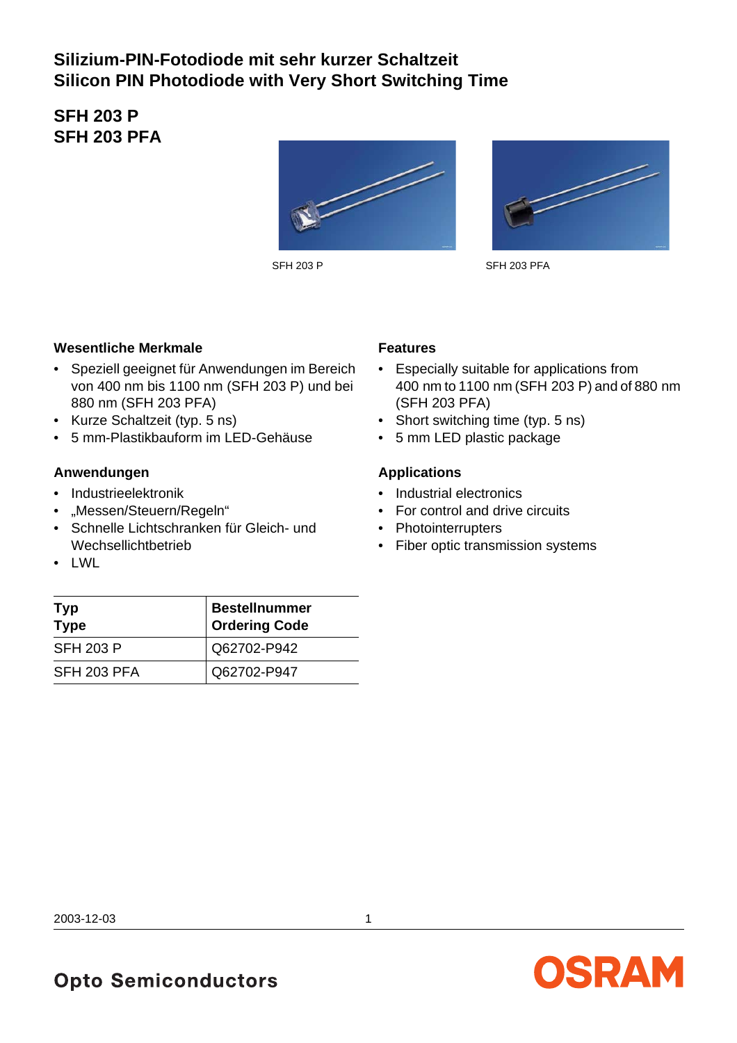# Silizium-PIN-Fotodiode mit sehr kurzer Schaltzeit
# Silicon PIN Photodiode with Very Short Switching Time

## SFH 203 P
## SFH 203 PFA

SFH 203 P

SFH 203 PFA

### Wesentliche Merkmale

- Speziell geeignet für Anwendungen im Bereich von 400 nm bis 1100 nm (SFH 203 P) und bei 880 nm (SFH 203 PFA)
- Kurze Schaltzeit (typ. 5 ns)
- 5 mm-Plastikbauform im LED-Gehäuse

### Anwendungen

- Industrieelektronik
- „Messen/Steuern/Regeln“
- Schnelle Lichtschranken für Gleich- und Wechsellichtbetrieb
- LWL

### Features

- Especially suitable for applications from 400 nm to 1100 nm (SFH 203 P) and of 880 nm (SFH 203 PFA)
- Short switching time (typ. 5 ns)
- 5 mm LED plastic package

### Applications

- Industrial electronics
- For control and drive circuits
- Photointerrupters
- Fiber optic transmission systems

| Typ<br>Type | Bestellnummer<br>Ordering Code |
|---|---|
| SFH 203 P | Q62702-P942 |
| SFH 203 PFA | Q62702-P947 |

2003-12-03

Opto Semiconductors

OSRAM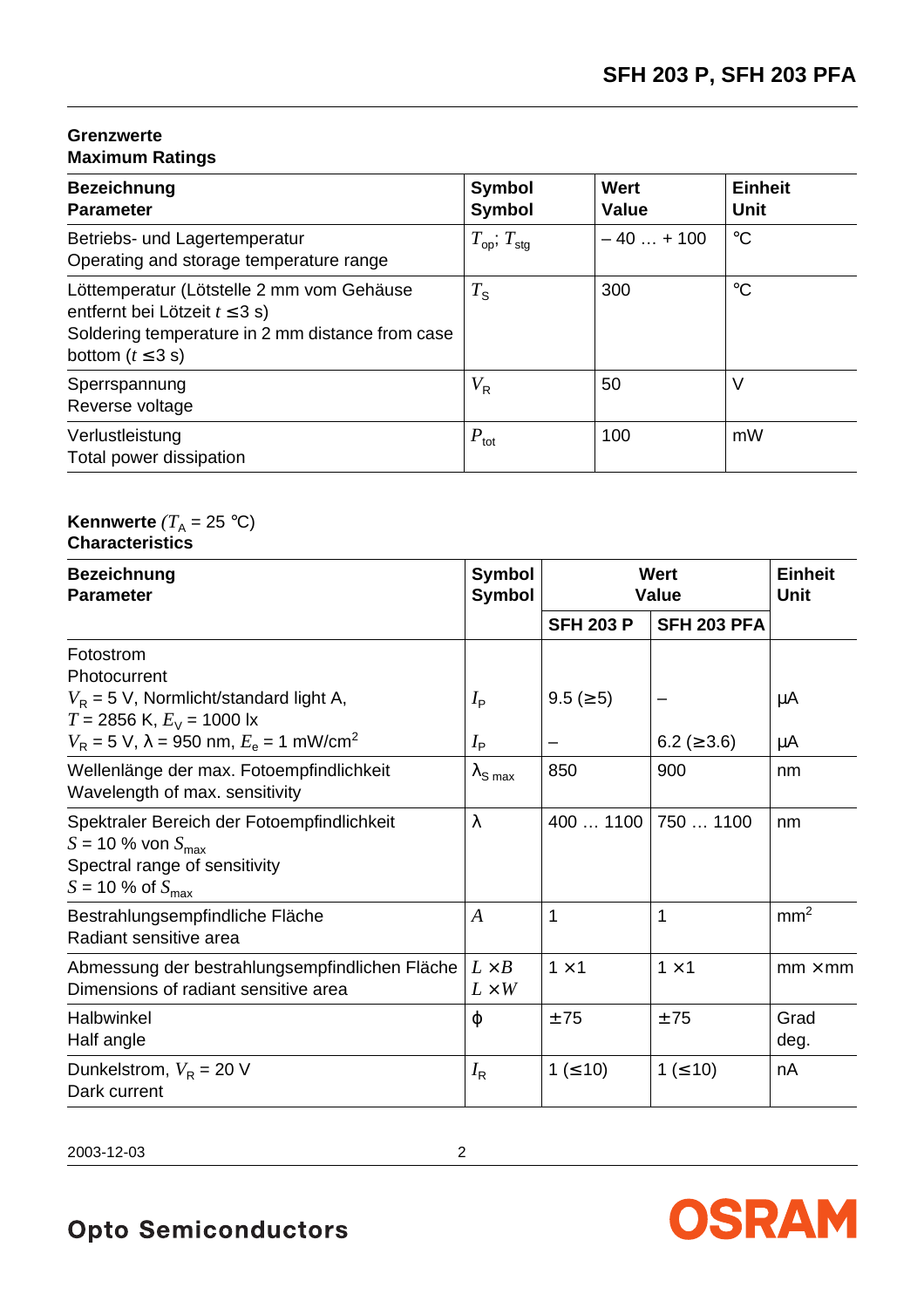## Grenzwerte
## Maximum Ratings

| Bezeichnung<br>Parameter | Symbol<br>Symbol | Wert<br>Value | Einheit<br>Unit |
|---|---|---|---|
| Betriebs- und Lagertemperatur<br>Operating and storage temperature range | $T_{op}$; $T_{stg}$ | – 40 … + 100 | °C |
| Löttemperatur (Lötstelle 2 mm vom Gehäuse entfernt bei Lötzeit $t \leq 3$ s)<br>Soldering temperature in 2 mm distance from case bottom ($t \leq 3$ s) | $T_S$ | 300 | °C |
| Sperrspannung<br>Reverse voltage | $V_R$ | 50 | V |
| Verlustleistung<br>Total power dissipation | $P_{tot}$ | 100 | mW |

## Kennwerte ($T_A$ = 25 °C)
## Characteristics

| Bezeichnung<br>Parameter | Symbol<br>Symbol | Wert<br>Value | | Einheit<br>Unit |
|---|---|---|---|---|
| | | SFH 203 P | SFH 203 PFA | |
| Fotostrom<br>Photocurrent<br>$V_R$ = 5 V, Normlicht/standard light A, $T$ = 2856 K, $E_V$ = 1000 lx | $I_P$ | 9.5 (≥5) | – | µA |
| $V_R$ = 5 V, $\lambda$ = 950 nm, $E_e$ = 1 mW/cm$^2$ | $I_P$ | – | 6.2 (≥3.6) | µA |
| Wellenlänge der max. Fotoempfindlichkeit<br>Wavelength of max. sensitivity | $\lambda_{S\ max}$ | 850 | 900 | nm |
| Spektraler Bereich der Fotoempfindlichkeit<br>$S$ = 10 % von $S_{max}$<br>Spectral range of sensitivity<br>$S$ = 10 % of $S_{max}$ | $\lambda$ | 400 … 1100 | 750 … 1100 | nm |
| Bestrahlungsempfindliche Fläche<br>Radiant sensitive area | $A$ | 1 | 1 | mm$^2$ |
| Abmessung der bestrahlungsempfindlichen Fläche<br>Dimensions of radiant sensitive area | $L \times B$<br>$L \times W$ | 1 × 1 | 1 × 1 | mm × mm |
| Halbwinkel<br>Half angle | $\varphi$ | ± 75 | ± 75 | Grad<br>deg. |
| Dunkelstrom, $V_R$ = 20 V<br>Dark current | $I_R$ | 1 (≤10) | 1 (≤10) | nA |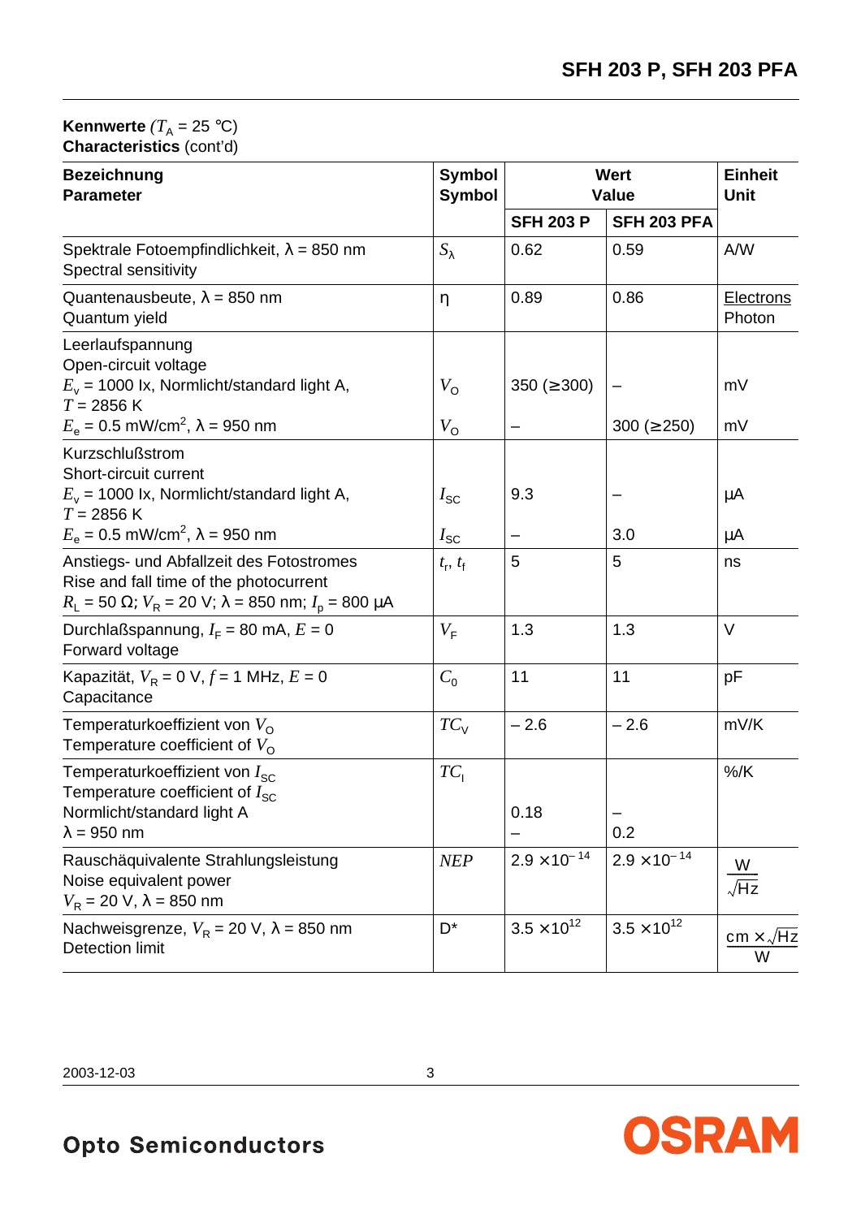**Kennwerte** ($T_A$ = 25 °C)
**Characteristics** (cont'd)

| **Bezeichnung** **Parameter** | **Symbol** **Symbol** | **Wert** **Value** | | **Einheit** **Unit** |
|---|---|---|---|---|
| | | **SFH 203 P** | **SFH 203 PFA** | |
| Spektrale Fotoempfindlichkeit, λ = 850 nm Spectral sensitivity | $S_\lambda$ | 0.62 | 0.59 | A/W |
| Quantenausbeute, λ = 850 nm Quantum yield | η | 0.89 | 0.86 | Electrons / Photon |
| Leerlaufspannung Open-circuit voltage $E_v$ = 1000 lx, Normlicht/standard light A, $T$ = 2856 K | $V_O$ | 350 (≥300) | – | mV |
| $E_e$ = 0.5 mW/cm$^2$, λ = 950 nm | $V_O$ | – | 300 (≥250) | mV |
| Kurzschlußstrom Short-circuit current $E_v$ = 1000 lx, Normlicht/standard light A, $T$ = 2856 K | $I_{SC}$ | 9.3 | – | µA |
| $E_e$ = 0.5 mW/cm$^2$, λ = 950 nm | $I_{SC}$ | – | 3.0 | µA |
| Anstiegs- und Abfallzeit des Fotostromes Rise and fall time of the photocurrent $R_L$ = 50 Ω; $V_R$ = 20 V; λ = 850 nm; $I_p$ = 800 µA | $t_r$, $t_f$ | 5 | 5 | ns |
| Durchlaßspannung, $I_F$ = 80 mA, $E$ = 0 Forward voltage | $V_F$ | 1.3 | 1.3 | V |
| Kapazität, $V_R$ = 0 V, $f$ = 1 MHz, $E$ = 0 Capacitance | $C_0$ | 11 | 11 | pF |
| Temperaturkoeffizient von $V_O$ Temperature coefficient of $V_O$ | $TC_V$ | – 2.6 | – 2.6 | mV/K |
| Temperaturkoeffizient von $I_{SC}$ Temperature coefficient of $I_{SC}$ Normlicht/standard light A | $TC_I$ | 0.18 | – | %/K |
| λ = 950 nm | | – | 0.2 | |
| Rauschäquivalente Strahlungsleistung Noise equivalent power $V_R$ = 20 V, λ = 850 nm | $NEP$ | $2.9 \times 10^{-14}$ | $2.9 \times 10^{-14}$ | $\frac{W}{\sqrt{Hz}}$ |
| Nachweisgrenze, $V_R$ = 20 V, λ = 850 nm Detection limit | D* | $3.5 \times 10^{12}$ | $3.5 \times 10^{12}$ | $\frac{cm \times \sqrt{Hz}}{W}$ |

2003-12-03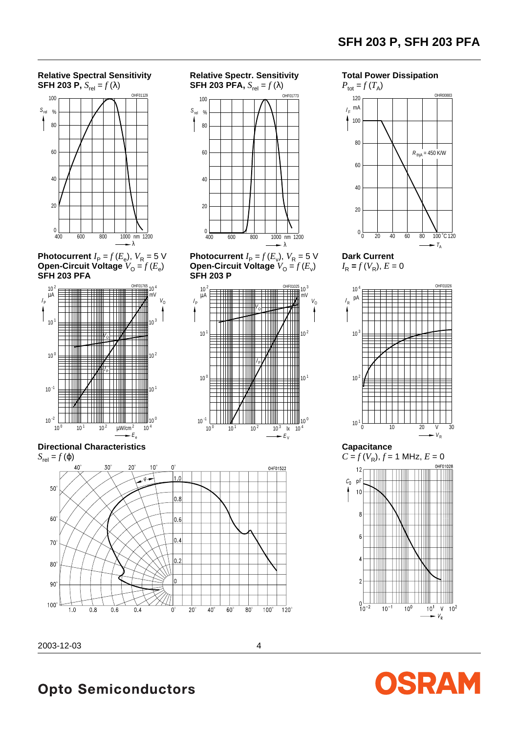### Relative Spectral Sensitivity SFH 203 P, $S_{rel} = f(\lambda)$

OHF01129

$S_{rel}$ %

100
80
60
40
20
0

400 600 800 1000 nm 1200

λ

### Relative Spectr. Sensitivity SFH 203 PFA, $S_{rel} = f(\lambda)$

OHF01773

$S_{rel}$ %

100
80
60
40
20
0

400 600 800 1000 nm 1200

λ

### Total Power Dissipation $P_{tot} = f(T_A)$

OHR00883

$I_F$ mA

120
100
80
60
40
20
0

$R_{thjA}$ = 450 K/W

0 20 40 60 80 100 °C 120

$T_A$

### Photocurrent $I_P = f(E_e)$, $V_R = 5$ V Open-Circuit Voltage $V_O = f(E_e)$ SFH 203 PFA

OHF01765

$I_P$ µA

$10^2$
$10^1$
$10^0$
$10^{-1}$
$10^{-2}$

$V_O$ mV

$10^4$
$10^3$
$10^2$
$10^1$
$10^0$

$V_O$
$I_P$

$10^0$ $10^1$ $10^2$ µW/cm² $10^4$

$E_e$

### Photocurrent $I_P = f(E_v)$, $V_R = 5$ V Open-Circuit Voltage $V_O = f(E_v)$ SFH 203 P

OHF01025

$I_P$ µA

$10^2$
$10^1$
$10^0$
$10^{-1}$

$V_O$ mV

$10^3$
$10^2$
$10^1$
$10^0$

$V_O$
$I_P$

$10^0$ $10^1$ $10^2$ $10^3$ lx $10^4$

$E_V$

### Dark Current $I_R = f(V_R)$, $E = 0$

OHF01026

$I_R$ pA

$10^4$
$10^3$
$10^2$
$10^1$

0 10 20 V 30

$V_R$

### Directional Characteristics $S_{rel} = f(\varphi)$

OHF01522

40° 30° 20° 10° 0°

φ

1.0
0.8
0.6
0.4
0.2
0

50°
60°
70°
80°
90°
100°

1.0 0.8 0.6 0.4 0° 20° 40° 60° 80° 100° 120°

### Capacitance $C = f(V_R)$, $f = 1$ MHz, $E = 0$

OHF01028

$C_0$ pF

12
10
8
6
4
2
0

$10^{-2}$ $10^{-1}$ $10^0$ $10^1$ V $10^2$

$V_R$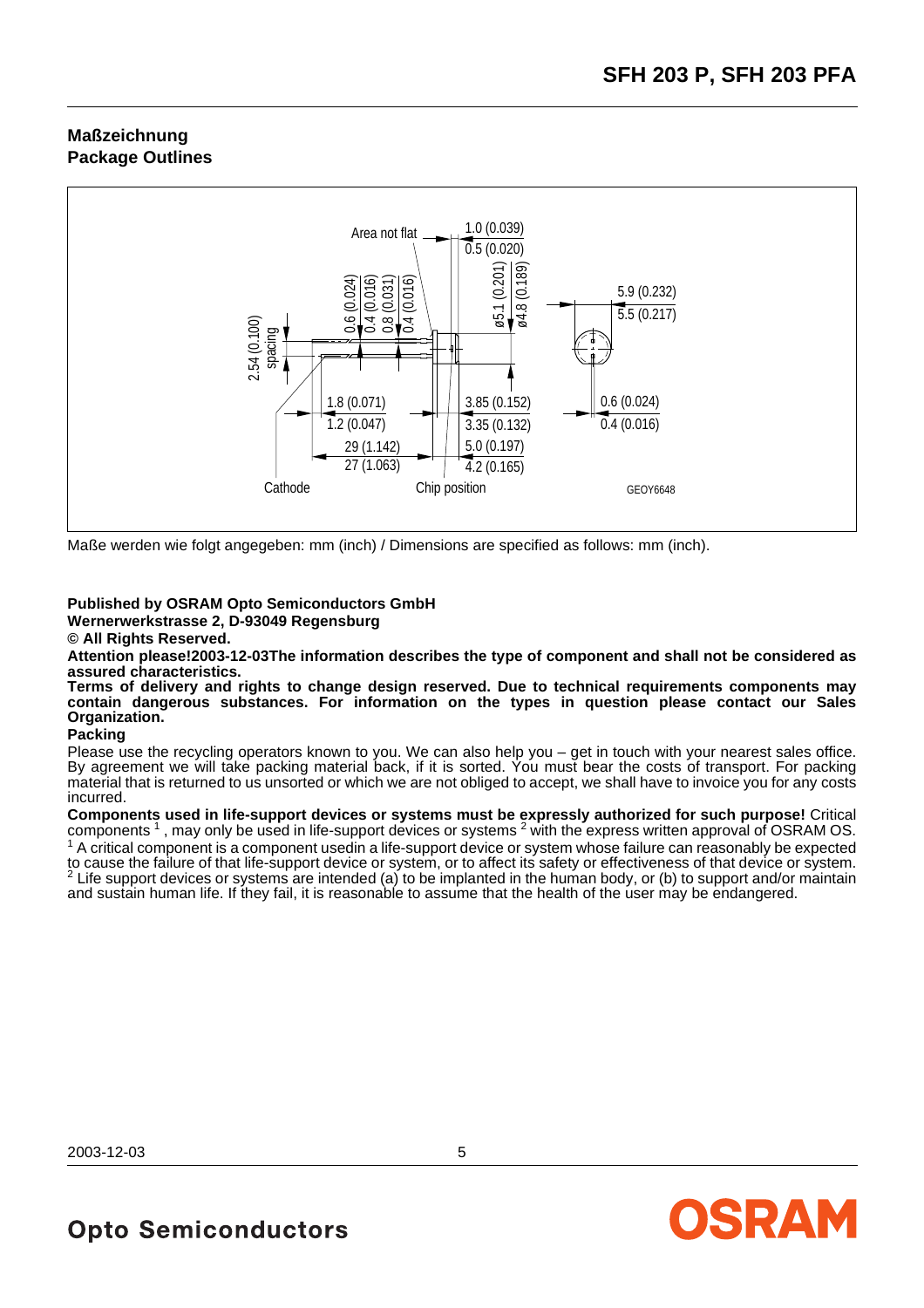## Maßzeichnung
## Package Outlines

Area not flat
1.0 (0.039)
0.5 (0.020)
0.6 (0.024)
0.4 (0.016)
0.8 (0.031)
0.4 (0.016)
ø5.1 (0.201)
ø4.8 (0.189)
5.9 (0.232)
5.5 (0.217)
2.54 (0.100) spacing
1.8 (0.071)
1.2 (0.047)
3.85 (0.152)
3.35 (0.132)
0.6 (0.024)
0.4 (0.016)
29 (1.142)
27 (1.063)
5.0 (0.197)
4.2 (0.165)
Cathode
Chip position
GEOY6648

Maße werden wie folgt angegeben: mm (inch) / Dimensions are specified as follows: mm (inch).

**Published by OSRAM Opto Semiconductors GmbH**
**Wernerwerkstrasse 2, D-93049 Regensburg**
**© All Rights Reserved.**

**Attention please!2003-12-03The information describes the type of component and shall not be considered as assured characteristics.**

**Terms of delivery and rights to change design reserved. Due to technical requirements components may contain dangerous substances. For information on the types in question please contact our Sales Organization.**

**Packing**

Please use the recycling operators known to you. We can also help you – get in touch with your nearest sales office. By agreement we will take packing material back, if it is sorted. You must bear the costs of transport. For packing material that is returned to us unsorted or which we are not obliged to accept, we shall have to invoice you for any costs incurred.

**Components used in life-support devices or systems must be expressly authorized for such purpose!** Critical components [1] , may only be used in life-support devices or systems [2] with the express written approval of OSRAM OS.

[1] A critical component is a component usedin a life-support device or system whose failure can reasonably be expected to cause the failure of that life-support device or system, or to affect its safety or effectiveness of that device or system.

[2] Life support devices or systems are intended (a) to be implanted in the human body, or (b) to support and/or maintain and sustain human life. If they fail, it is reasonable to assume that the health of the user may be endangered.